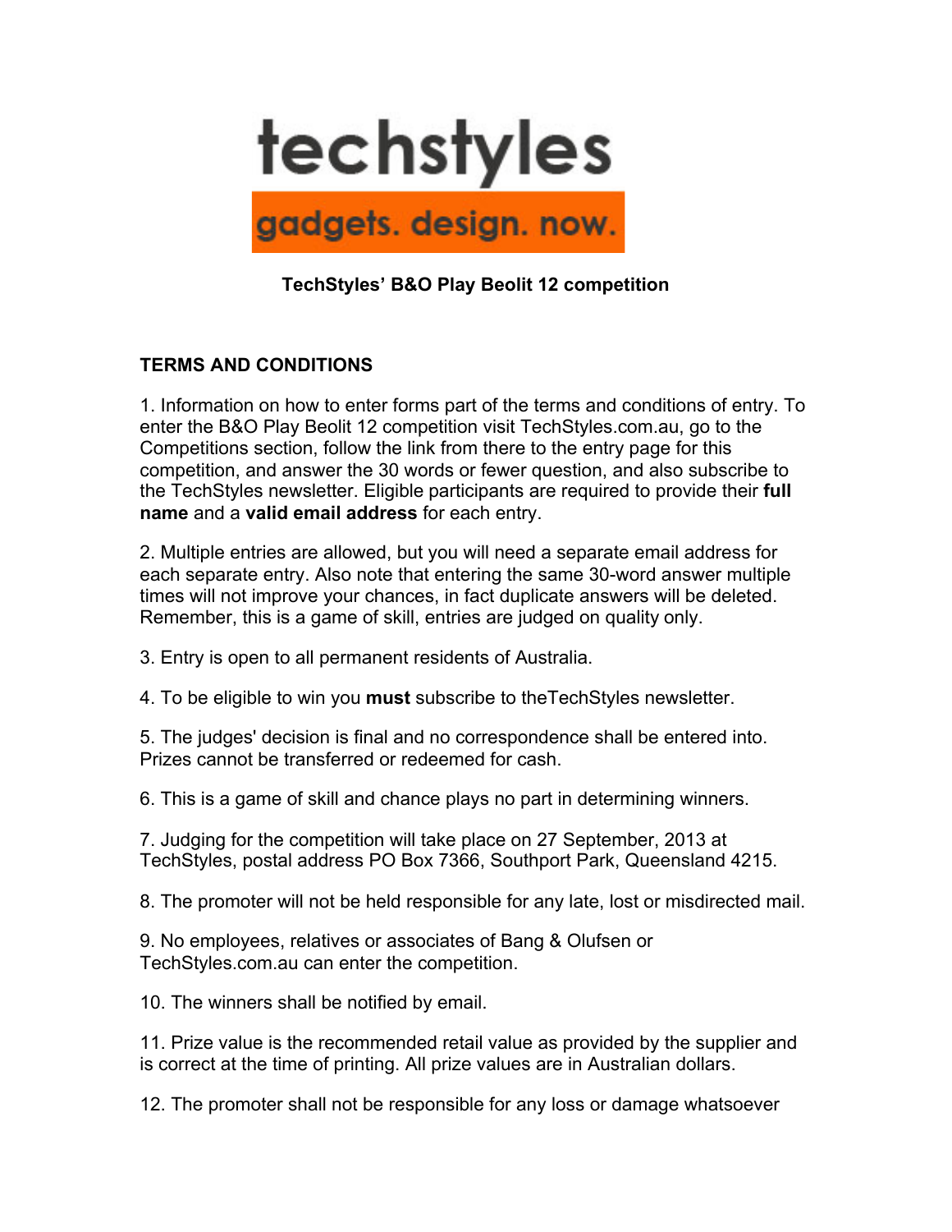# techstyles

**gadgets. design. now.**

**TechStyles' B&O Play Beolit 12 competition**

## TERMS AND CONDITIONS

1. Information on how to enter forms part of the terms and conditions of entry. To enter the B&O Play Beolit 12 competition visit TechStyles.com.au, go to the Competitions section, follow the link from there to the entry page for this competition, and answer the 30 words or fewer question, and also subscribe to the TechStyles newsletter. Eligible participants are required to provide their **full name** and a **valid email address** for each entry.

2. Multiple entries are allowed, but you will need a separate email address for each separate entry. Also note that entering the same 30-word answer multiple times will not improve your chances, in fact duplicate answers will be deleted. Remember, this is a game of skill, entries are judged on quality only.

3. Entry is open to all permanent residents of Australia.

4. To be eligible to win you **must** subscribe to theTechStyles newsletter.

5. The judges' decision is final and no correspondence shall be entered into. Prizes cannot be transferred or redeemed for cash.

6. This is a game of skill and chance plays no part in determining winners.

7. Judging for the competition will take place on 27 September, 2013 at TechStyles, postal address PO Box 7366, Southport Park, Queensland 4215.

8. The promoter will not be held responsible for any late, lost or misdirected mail.

9. No employees, relatives or associates of Bang & Olufsen or TechStyles.com.au can enter the competition.

10. The winners shall be notified by email.

11. Prize value is the recommended retail value as provided by the supplier and is correct at the time of printing. All prize values are in Australian dollars.

12. The promoter shall not be responsible for any loss or damage whatsoever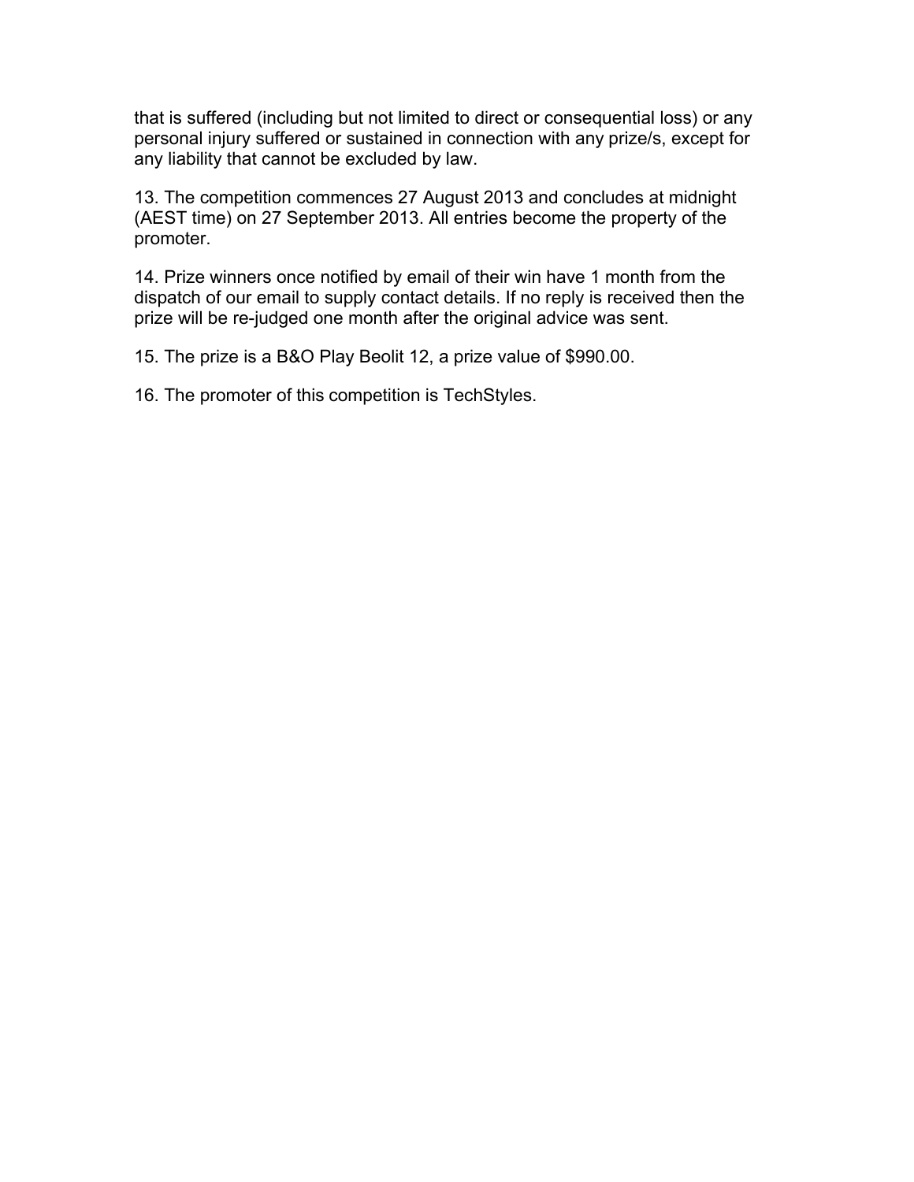that is suffered (including but not limited to direct or consequential loss) or any personal injury suffered or sustained in connection with any prize/s, except for any liability that cannot be excluded by law.

13. The competition commences 27 August 2013 and concludes at midnight (AEST time) on 27 September 2013. All entries become the property of the promoter.

14. Prize winners once notified by email of their win have 1 month from the dispatch of our email to supply contact details. If no reply is received then the prize will be re-judged one month after the original advice was sent.

15. The prize is a B&O Play Beolit 12, a prize value of $990.00.

16. The promoter of this competition is TechStyles.